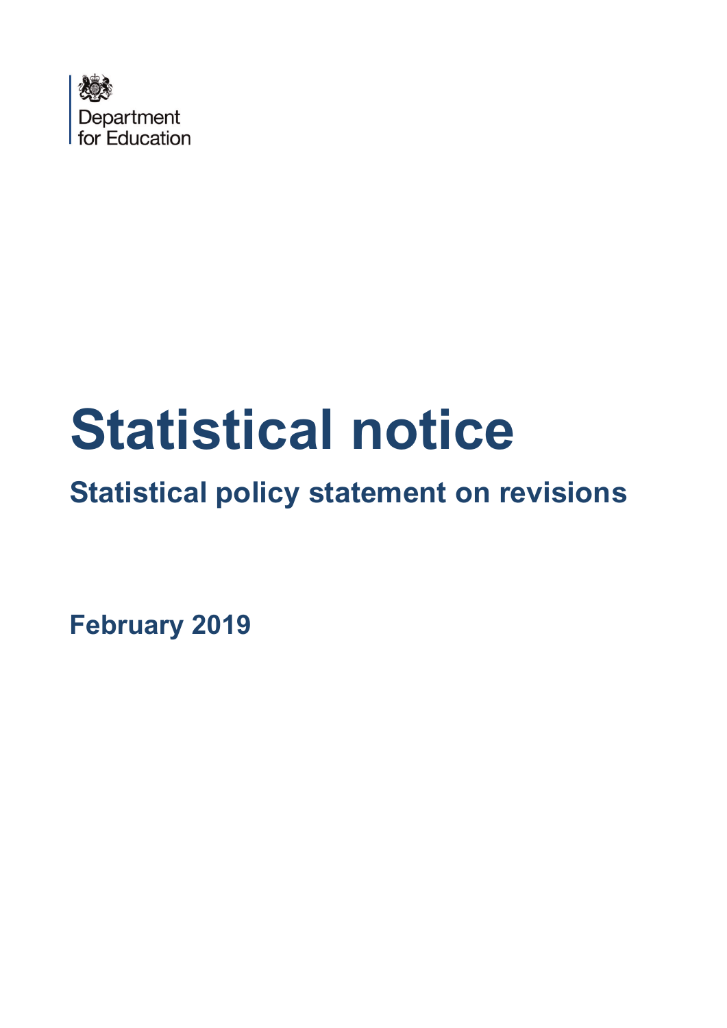Department for Education

# Statistical notice

## Statistical policy statement on revisions

**February 2019**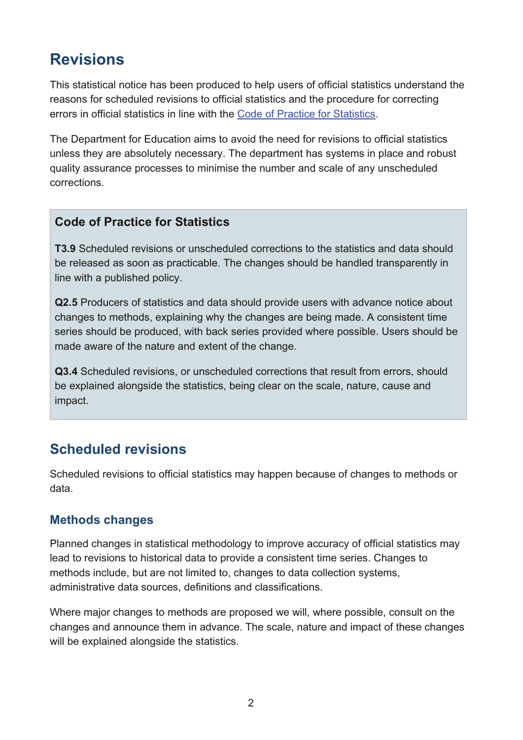## Revisions

This statistical notice has been produced to help users of official statistics understand the reasons for scheduled revisions to official statistics and the procedure for correcting errors in official statistics in line with the [Code of Practice for Statistics](https://www.statisticsauthority.gov.uk/code-of-practice/).

The Department for Education aims to avoid the need for revisions to official statistics unless they are absolutely necessary. The department has systems in place and robust quality assurance processes to minimise the number and scale of any unscheduled corrections.

> **Code of Practice for Statistics**
>
> **T3.9** Scheduled revisions or unscheduled corrections to the statistics and data should be released as soon as practicable. The changes should be handled transparently in line with a published policy.
>
> **Q2.5** Producers of statistics and data should provide users with advance notice about changes to methods, explaining why the changes are being made. A consistent time series should be produced, with back series provided where possible. Users should be made aware of the nature and extent of the change.
>
> **Q3.4** Scheduled revisions, or unscheduled corrections that result from errors, should be explained alongside the statistics, being clear on the scale, nature, cause and impact.

## Scheduled revisions

Scheduled revisions to official statistics may happen because of changes to methods or data.

### Methods changes

Planned changes in statistical methodology to improve accuracy of official statistics may lead to revisions to historical data to provide a consistent time series. Changes to methods include, but are not limited to, changes to data collection systems, administrative data sources, definitions and classifications.

Where major changes to methods are proposed we will, where possible, consult on the changes and announce them in advance. The scale, nature and impact of these changes will be explained alongside the statistics.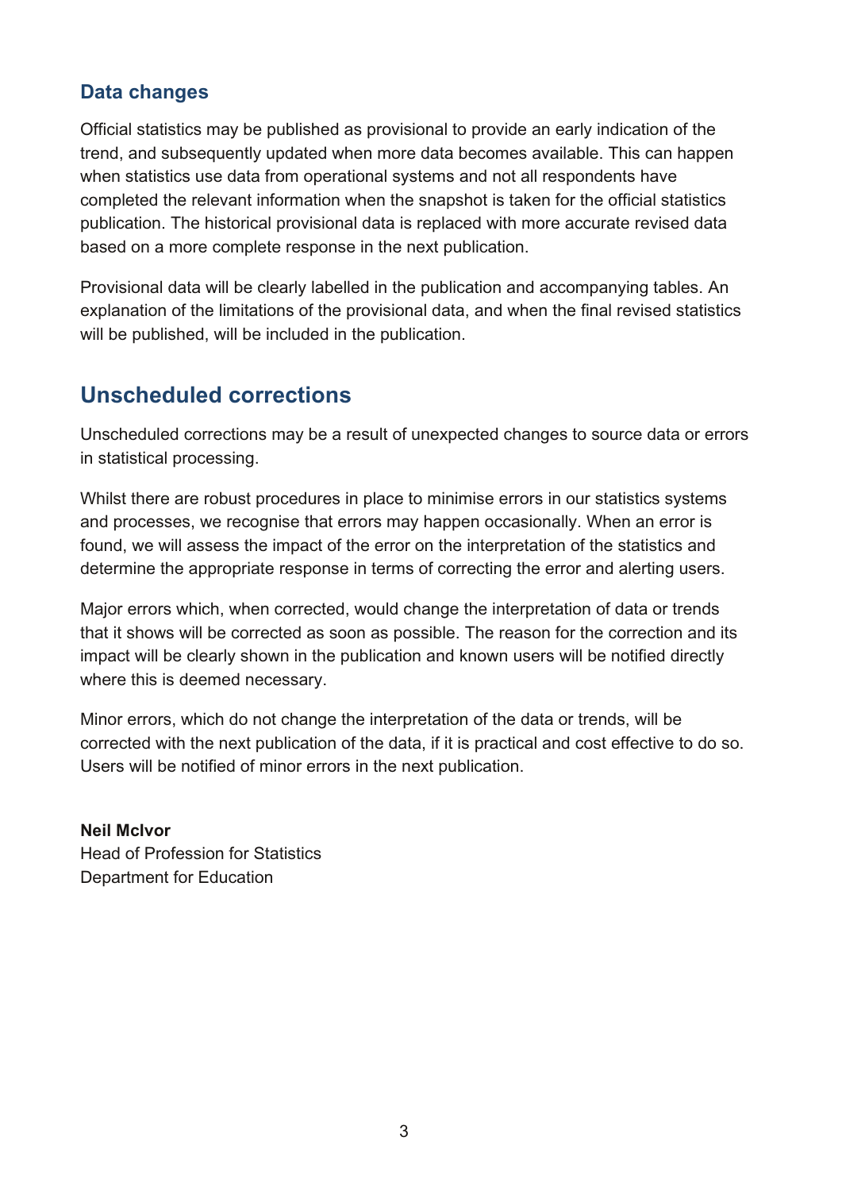### Data changes

Official statistics may be published as provisional to provide an early indication of the trend, and subsequently updated when more data becomes available. This can happen when statistics use data from operational systems and not all respondents have completed the relevant information when the snapshot is taken for the official statistics publication. The historical provisional data is replaced with more accurate revised data based on a more complete response in the next publication.

Provisional data will be clearly labelled in the publication and accompanying tables. An explanation of the limitations of the provisional data, and when the final revised statistics will be published, will be included in the publication.

## Unscheduled corrections

Unscheduled corrections may be a result of unexpected changes to source data or errors in statistical processing.

Whilst there are robust procedures in place to minimise errors in our statistics systems and processes, we recognise that errors may happen occasionally. When an error is found, we will assess the impact of the error on the interpretation of the statistics and determine the appropriate response in terms of correcting the error and alerting users.

Major errors which, when corrected, would change the interpretation of data or trends that it shows will be corrected as soon as possible. The reason for the correction and its impact will be clearly shown in the publication and known users will be notified directly where this is deemed necessary.

Minor errors, which do not change the interpretation of the data or trends, will be corrected with the next publication of the data, if it is practical and cost effective to do so. Users will be notified of minor errors in the next publication.

**Neil McIvor**
Head of Profession for Statistics
Department for Education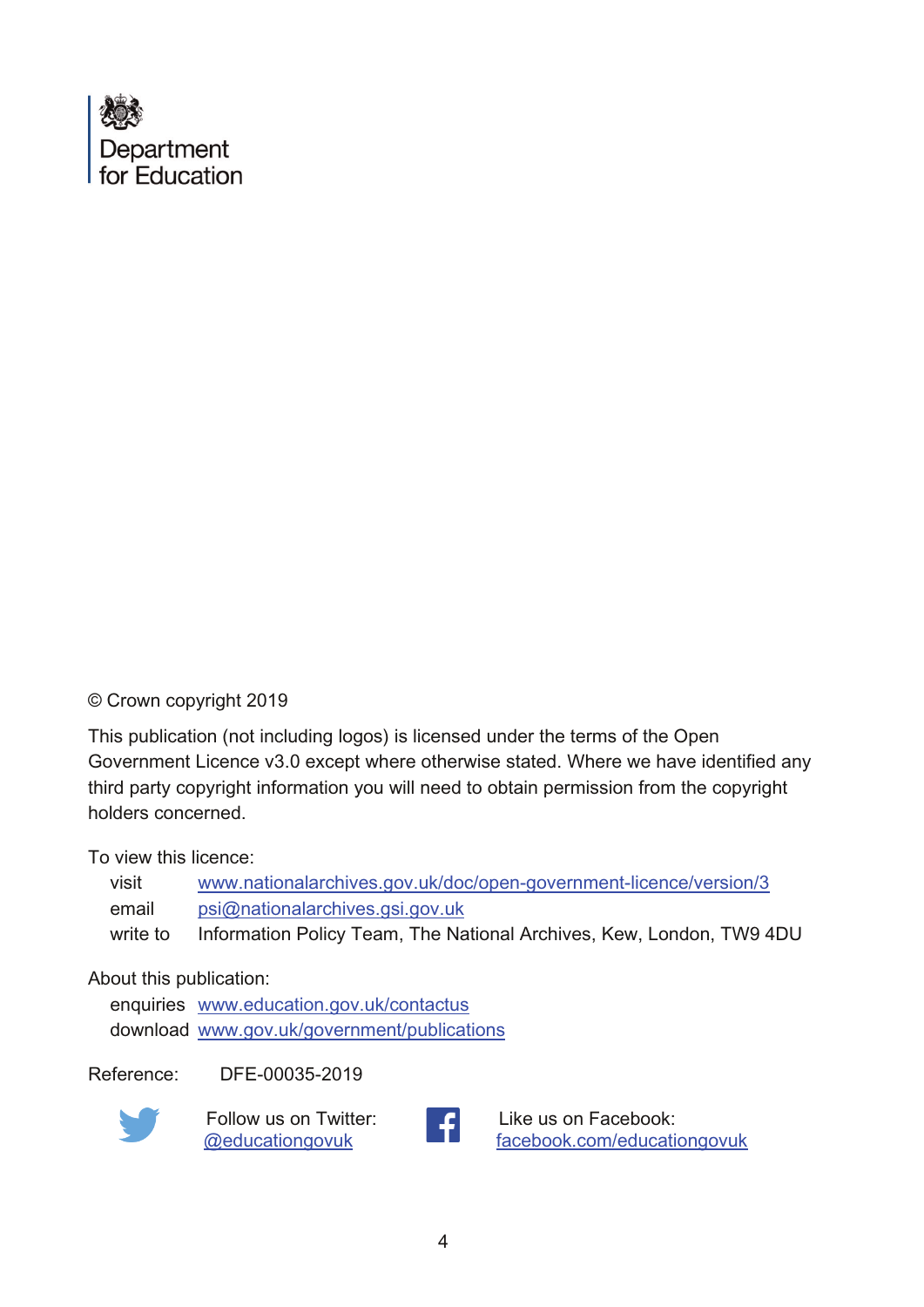Department for Education

© Crown copyright 2019

This publication (not including logos) is licensed under the terms of the Open Government Licence v3.0 except where otherwise stated. Where we have identified any third party copyright information you will need to obtain permission from the copyright holders concerned.

To view this licence:

| | |
|---|---|
| visit | www.nationalarchives.gov.uk/doc/open-government-licence/version/3 |
| email | psi@nationalarchives.gsi.gov.uk |
| write to | Information Policy Team, The National Archives, Kew, London, TW9 4DU |

About this publication:

| | |
|---|---|
| enquiries | www.education.gov.uk/contactus |
| download | www.gov.uk/government/publications |

Reference: DFE-00035-2019

Follow us on Twitter: @educationgovuk

Like us on Facebook: facebook.com/educationgovuk